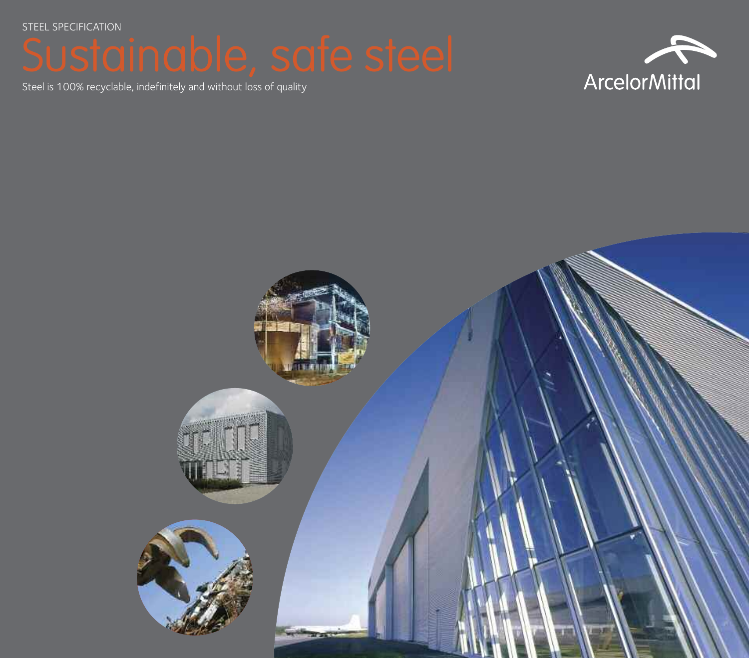STEEL SPECIFICATION

# Sustainable, safe steel

Steel is 100% recyclable, indefinitely and without loss of quality

ArcelorMittal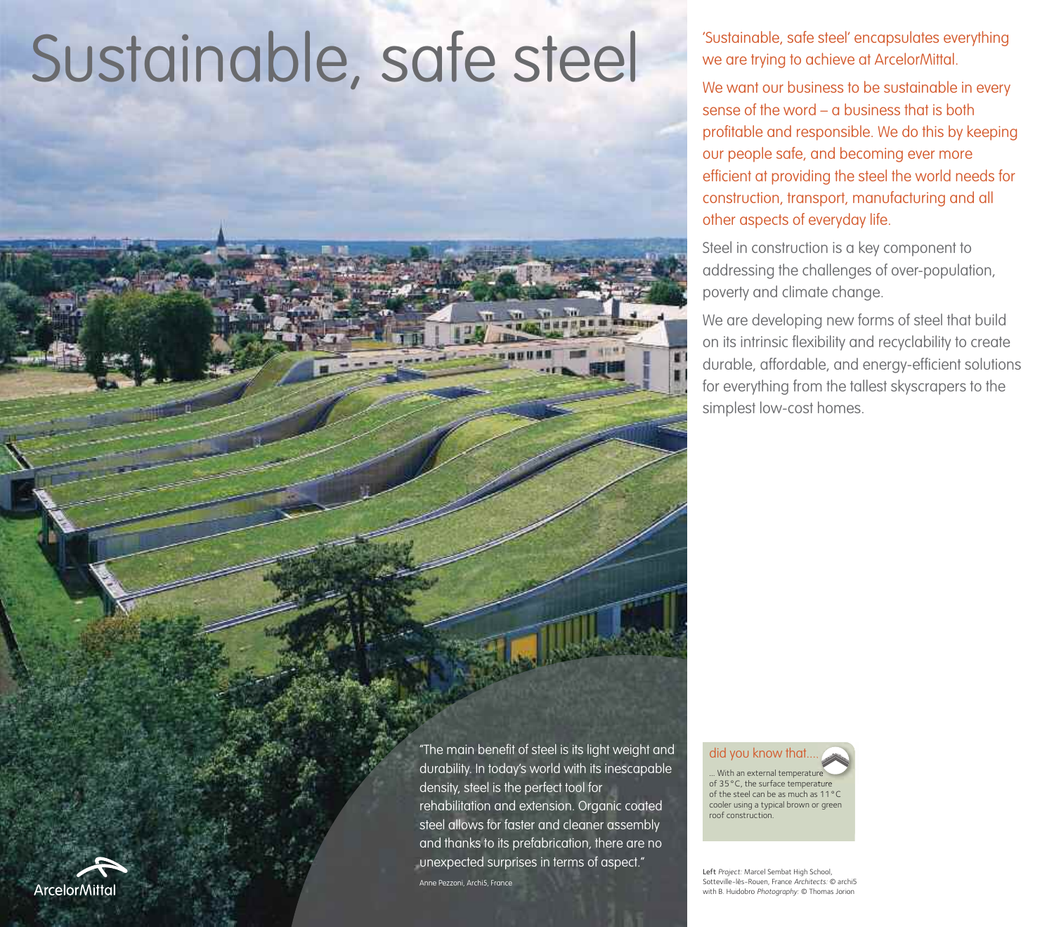# Sustainable, safe steel

'Sustainable, safe steel' encapsulates everything we are trying to achieve at ArcelorMittal.

We want our business to be sustainable in every sense of the word – a business that is both profitable and responsible. We do this by keeping our people safe, and becoming ever more efficient at providing the steel the world needs for construction, transport, manufacturing and all other aspects of everyday life.

Steel in construction is a key component to addressing the challenges of over-population, poverty and climate change.

We are developing new forms of steel that build on its intrinsic flexibility and recyclability to create durable, affordable, and energy-efficient solutions for everything from the tallest skyscrapers to the simplest low-cost homes.

"The main benefit of steel is its light weight and durability. In today's world with its inescapable density, steel is the perfect tool for rehabilitation and extension. Organic coated steel allows for faster and cleaner assembly and thanks to its prefabrication, there are no unexpected surprises in terms of aspect."

Anne Pezzoni, Archi5, France

did you know that....

... With an external temperature of 35 °C, the surface temperature of the steel can be as much as 11 °C cooler using a typical brown or green roof construction.

Left *Project:* Marcel Sembat High School, Sotteville-lès-Rouen, France *Architects:* © archi5 with B. Huidobro *Photography:* © Thomas Jorion

ArcelorMittal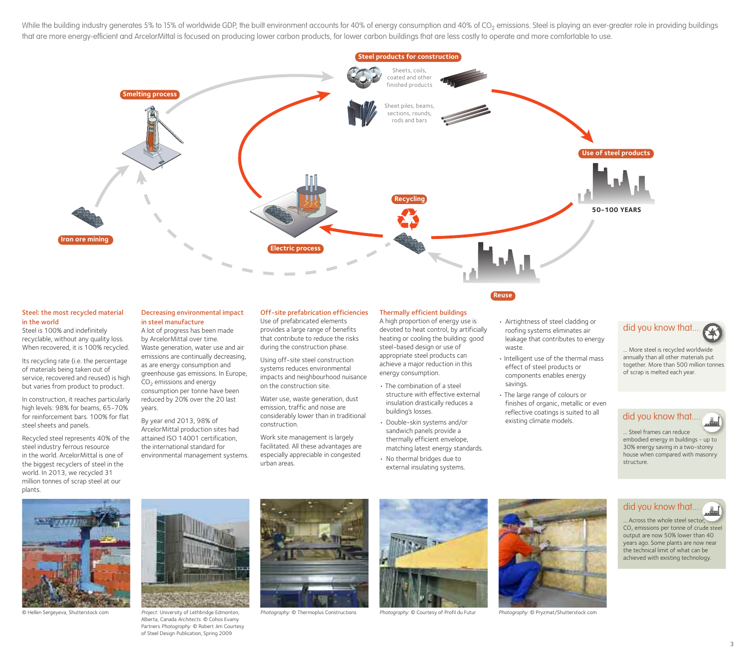While the building industry generates 5% to 15% of worldwide GDP, the built environment accounts for 40% of energy consumption and 40% of $CO_2$ emissions. Steel is playing an ever-greater role in providing buildings that are more energy-efficient and ArcelorMittal is focused on producing lower carbon products, for lower carbon buildings that are less costly to operate and more comfortable to use.

Steel products for construction

Sheets, coils, coated and other finished products

Sheet piles, beams, sections, rounds, rods and bars

Smelting process

Use of steel products

50-100 YEARS

Recycling

Iron ore mining

Electric process

Reuse

### Steel: the most recycled material in the world

Steel is 100% and indefinitely recyclable, without any quality loss. When recovered, it is 100% recycled.

Its recycling rate (i.e. the percentage of materials being taken out of service, recovered and reused) is high but varies from product to product.

In construction, it reaches particularly high levels: 98% for beams, 65-70% for reinforcement bars. 100% for flat steel sheets and panels.

Recycled steel represents 40% of the steel industry ferrous resource in the world. ArcelorMittal is one of the biggest recyclers of steel in the world. In 2013, we recycled 31 million tonnes of scrap steel at our plants.

### Decreasing environmental impact in steel manufacture

A lot of progress has been made by ArcelorMittal over time. Waste generation, water use and air emissions are continually decreasing, as are energy consumption and greenhouse gas emissions. In Europe, $CO_2$ emissions and energy consumption per tonne have been reduced by 20% over the 20 last years.

By year end 2013, 98% of ArcelorMittal production sites had attained ISO 14001 certification, the international standard for environmental management systems.

### Off-site prefabrication efficiencies

Use of prefabricated elements provides a large range of benefits that contribute to reduce the risks during the construction phase.

Using off-site steel construction systems reduces environmental impacts and neighbourhood nuisance on the construction site.

Water use, waste generation, dust emission, traffic and noise are considerably lower than in traditional construction.

Work site management is largely facilitated. All these advantages are especially appreciable in congested urban areas.

### Thermally efficient buildings

A high proportion of energy use is devoted to heat control, by artificially heating or cooling the building: good steel-based design or use of appropriate steel products can achieve a major reduction in this energy consumption.

- The combination of a steel structure with effective external insulation drastically reduces a building's losses.
- Double-skin systems and/or sandwich panels provide a thermally efficient envelope, matching latest energy standards.
- No thermal bridges due to external insulating systems.
- Airtightness of steel cladding or roofing systems eliminates air leakage that contributes to energy waste.
- Intelligent use of the thermal mass effect of steel products or components enables energy savings.
- The large range of colours or finishes of organic, metallic or even reflective coatings is suited to all existing climate models.

### did you know that....

... More steel is recycled worldwide annually than all other materials put together. More than 500 million tonnes of scrap is melted each year.

### did you know that....

... Steel frames can reduce embodied energy in buildings - up to 30% energy saving in a two-storey house when compared with masonry structure.

### did you know that....

... Across the whole steel sector, $CO_2$ emissions per tonne of crude steel output are now 50% lower than 40 years ago. Some plants are now near the technical limit of what can be achieved with existing technology.

© Hellen Sergeyeva, Shutterstock.com

*Project:* University of Lethbridge Edmonton, Alberta, Canada *Architects:* © Cohos Evamy Partners *Photography:* © Robert Jim Courtesy of Steel Design Publication, Spring 2009

*Photography:* © Thermoplus Constructions

*Photography:* © Courtesy of Profil du Futur

*Photography:* © Pryzmat/Shutterstock.com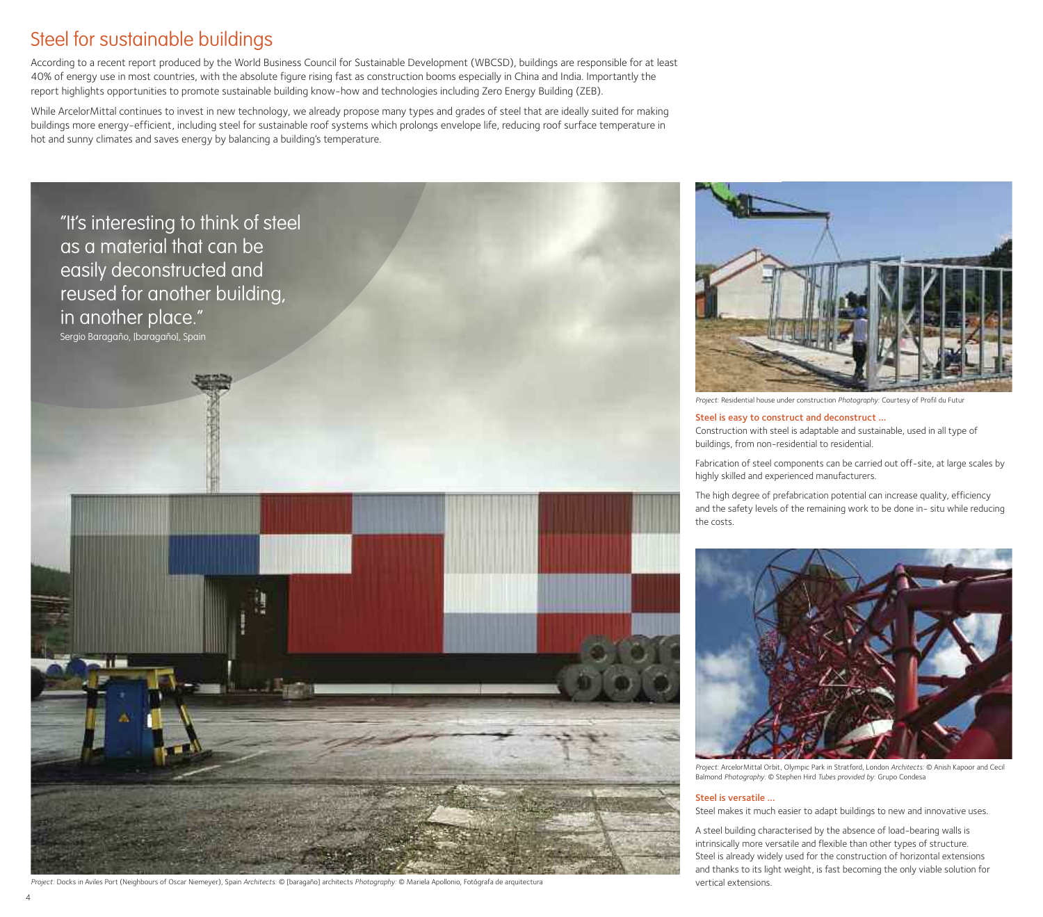# Steel for sustainable buildings

According to a recent report produced by the World Business Council for Sustainable Development (WBCSD), buildings are responsible for at least 40% of energy use in most countries, with the absolute figure rising fast as construction booms especially in China and India. Importantly the report highlights opportunities to promote sustainable building know-how and technologies including Zero Energy Building (ZEB).

While ArcelorMittal continues to invest in new technology, we already propose many types and grades of steel that are ideally suited for making buildings more energy-efficient, including steel for sustainable roof systems which prolongs envelope life, reducing roof surface temperature in hot and sunny climates and saves energy by balancing a building's temperature.

"It's interesting to think of steel as a material that can be easily deconstructed and reused for another building, in another place."
Sergio Baragaño, [baragaño], Spain

*Project:* Docks in Aviles Port (Neighbours of Oscar Niemeyer), Spain *Architects:* © [baragaño] architects *Photography:* © Mariela Apollonio, Fotógrafa de arquitectura

*Project:* Residential house under construction *Photography:* Courtesy of Profil du Futur

**Steel is easy to construct and deconstruct ...**

Construction with steel is adaptable and sustainable, used in all type of buildings, from non-residential to residential.

Fabrication of steel components can be carried out off-site, at large scales by highly skilled and experienced manufacturers.

The high degree of prefabrication potential can increase quality, efficiency and the safety levels of the remaining work to be done in- situ while reducing the costs.

*Project:* ArcelorMittal Orbit, Olympic Park in Stratford, London *Architects:* © Anish Kapoor and Cecil Balmond *Photography:* © Stephen Hird *Tubes provided by:* Grupo Condesa

**Steel is versatile ...**

Steel makes it much easier to adapt buildings to new and innovative uses.

A steel building characterised by the absence of load-bearing walls is intrinsically more versatile and flexible than other types of structure. Steel is already widely used for the construction of horizontal extensions and thanks to its light weight, is fast becoming the only viable solution for vertical extensions.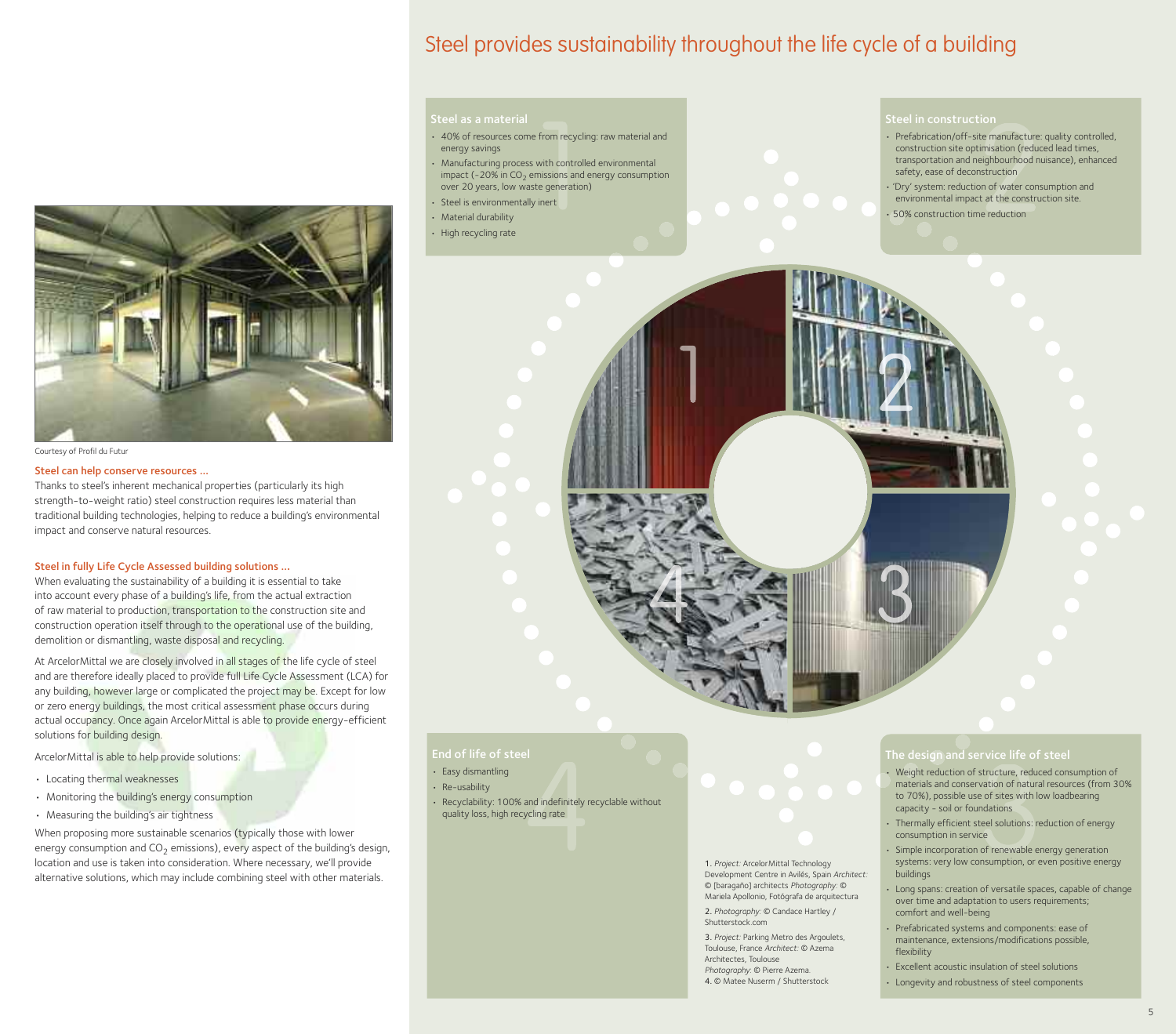Courtesy of Profil du Futur

### Steel can help conserve resources ...

Thanks to steel's inherent mechanical properties (particularly its high strength-to-weight ratio) steel construction requires less material than traditional building technologies, helping to reduce a building's environmental impact and conserve natural resources.

### Steel in fully Life Cycle Assessed building solutions ...

When evaluating the sustainability of a building it is essential to take into account every phase of a building's life, from the actual extraction of raw material to production, transportation to the construction site and construction operation itself through to the operational use of the building, demolition or dismantling, waste disposal and recycling.

At ArcelorMittal we are closely involved in all stages of the life cycle of steel and are therefore ideally placed to provide full Life Cycle Assessment (LCA) for any building, however large or complicated the project may be. Except for low or zero energy buildings, the most critical assessment phase occurs during actual occupancy. Once again ArcelorMittal is able to provide energy-efficient solutions for building design.

ArcelorMittal is able to help provide solutions:

- Locating thermal weaknesses
- Monitoring the building's energy consumption
- Measuring the building's air tightness

When proposing more sustainable scenarios (typically those with lower energy consumption and $CO_2$ emissions), every aspect of the building's design, location and use is taken into consideration. Where necessary, we'll provide alternative solutions, which may include combining steel with other materials.

# Steel provides sustainability throughout the life cycle of a building

### Steel as a material

- 40% of resources come from recycling: raw material and energy savings
- Manufacturing process with controlled environmental impact (-20% in $CO_2$ emissions and energy consumption over 20 years, low waste generation)
- Steel is environmentally inert
- Material durability
- High recycling rate

### Steel in construction

- Prefabrication/off-site manufacture: quality controlled, construction site optimisation (reduced lead times, transportation and neighbourhood nuisance), enhanced safety, ease of deconstruction
- 'Dry' system: reduction of water consumption and environmental impact at the construction site.
- 50% construction time reduction

### The design and service life of steel

- Weight reduction of structure, reduced consumption of materials and conservation of natural resources (from 30% to 70%), possible use of sites with low loadbearing capacity - soil or foundations
- Thermally efficient steel solutions: reduction of energy consumption in service
- Simple incorporation of renewable energy generation systems: very low consumption, or even positive energy buildings
- Long spans: creation of versatile spaces, capable of change over time and adaptation to users requirements; comfort and well-being
- Prefabricated systems and components: ease of maintenance, extensions/modifications possible, flexibility
- Excellent acoustic insulation of steel solutions
- Longevity and robustness of steel components

### End of life of steel

- Easy dismantling
- Re-usability
- Recyclability: 100% and indefinitely recyclable without quality loss, high recycling rate

1. *Project:* ArcelorMittal Technology Development Centre in Avilés, Spain *Architect:* © [baragaño] architects *Photography:* © Mariela Apollonio, Fotógrafa de arquitectura
2. *Photography:* © Candace Hartley / Shutterstock.com
3. *Project:* Parking Metro des Argoulets, Toulouse, France *Architect:* © Azema Architectes, Toulouse *Photography:* © Pierre Azema.
4. © Matee Nuserm / Shutterstock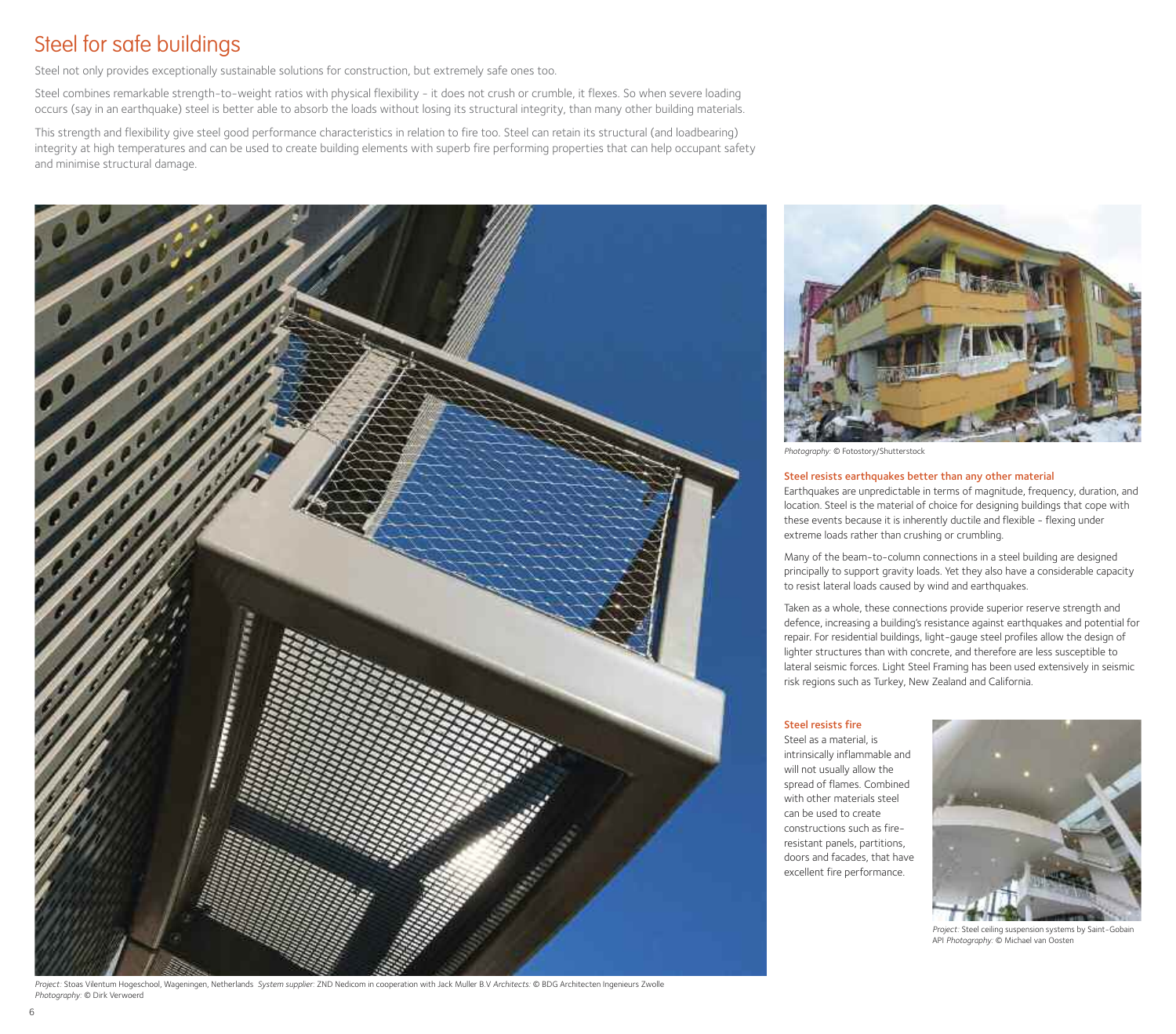# Steel for safe buildings

Steel not only provides exceptionally sustainable solutions for construction, but extremely safe ones too.

Steel combines remarkable strength-to-weight ratios with physical flexibility - it does not crush or crumble, it flexes. So when severe loading occurs (say in an earthquake) steel is better able to absorb the loads without losing its structural integrity, than many other building materials.

This strength and flexibility give steel good performance characteristics in relation to fire too. Steel can retain its structural (and loadbearing) integrity at high temperatures and can be used to create building elements with superb fire performing properties that can help occupant safety and minimise structural damage.

*Project*: Stoas Vilentum Hogeschool, Wageningen, Netherlands *System supplier*: ZND Nedicom in cooperation with Jack Muller B.V *Architects*: © BDG Architecten Ingenieurs Zwolle *Photography*: © Dirk Verwoerd

*Photography*: © Fotostory/Shutterstock

### Steel resists earthquakes better than any other material

Earthquakes are unpredictable in terms of magnitude, frequency, duration, and location. Steel is the material of choice for designing buildings that cope with these events because it is inherently ductile and flexible - flexing under extreme loads rather than crushing or crumbling.

Many of the beam-to-column connections in a steel building are designed principally to support gravity loads. Yet they also have a considerable capacity to resist lateral loads caused by wind and earthquakes.

Taken as a whole, these connections provide superior reserve strength and defence, increasing a building's resistance against earthquakes and potential for repair. For residential buildings, light-gauge steel profiles allow the design of lighter structures than with concrete, and therefore are less susceptible to lateral seismic forces. Light Steel Framing has been used extensively in seismic risk regions such as Turkey, New Zealand and California.

### Steel resists fire

Steel as a material, is intrinsically inflammable and will not usually allow the spread of flames. Combined with other materials steel can be used to create constructions such as fire-resistant panels, partitions, doors and facades, that have excellent fire performance.

*Project*: Steel ceiling suspension systems by Saint-Gobain API *Photography*: © Michael van Oosten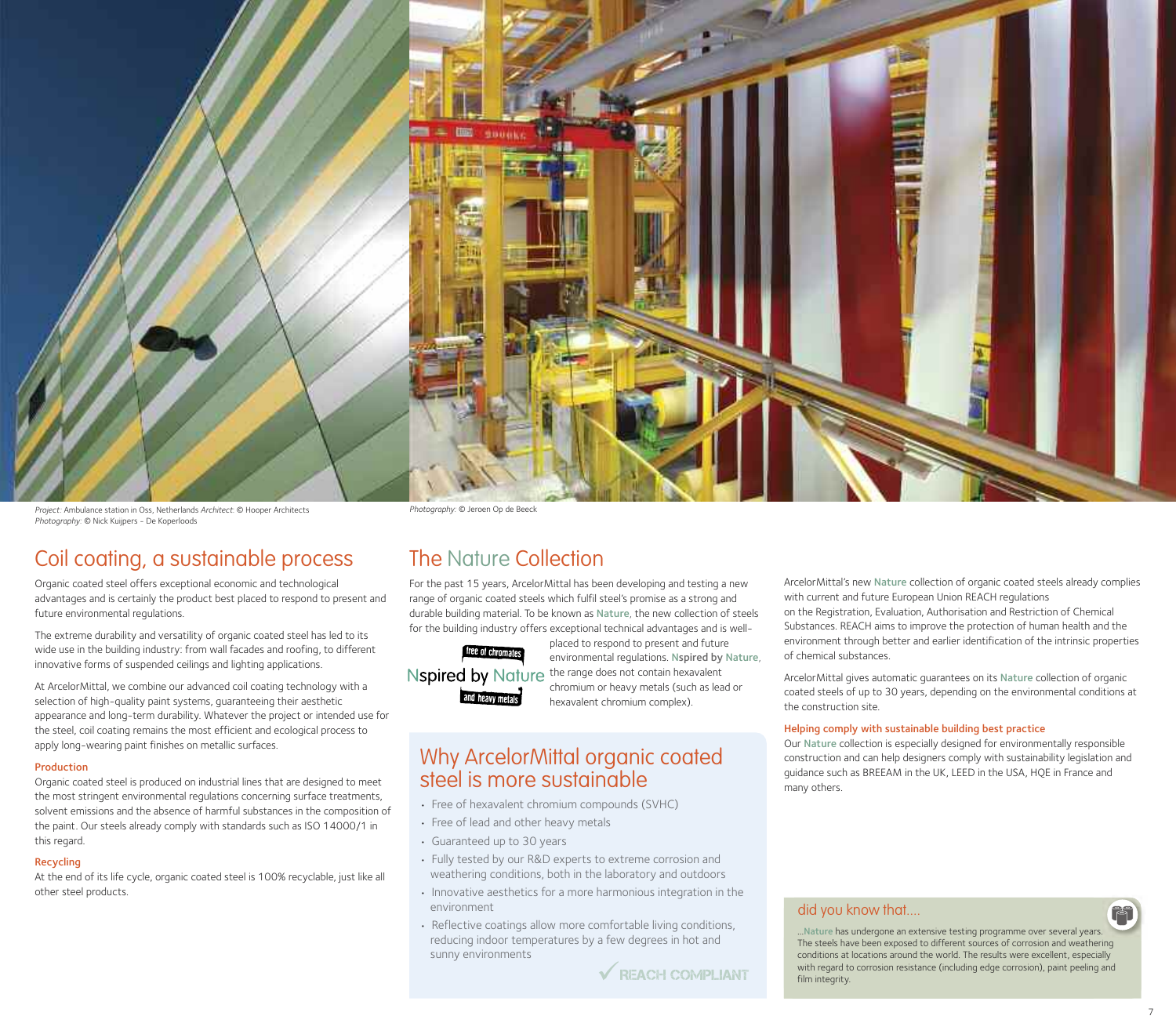*Project*: Ambulance station in Oss, Netherlands *Architect*: © Hooper Architects
*Photography*: © Nick Kuijpers - De Koperloods

*Photography*: © Jeroen Op de Beeck

## Coil coating, a sustainable process

Organic coated steel offers exceptional economic and technological advantages and is certainly the product best placed to respond to present and future environmental regulations.

The extreme durability and versatility of organic coated steel has led to its wide use in the building industry: from wall facades and roofing, to different innovative forms of suspended ceilings and lighting applications.

At ArcelorMittal, we combine our advanced coil coating technology with a selection of high-quality paint systems, guaranteeing their aesthetic appearance and long-term durability. Whatever the project or intended use for the steel, coil coating remains the most efficient and ecological process to apply long-wearing paint finishes on metallic surfaces.

### Production

Organic coated steel is produced on industrial lines that are designed to meet the most stringent environmental regulations concerning surface treatments, solvent emissions and the absence of harmful substances in the composition of the paint. Our steels already comply with standards such as ISO 14000/1 in this regard.

### Recycling

At the end of its life cycle, organic coated steel is 100% recyclable, just like all other steel products.

## The Nature Collection

For the past 15 years, ArcelorMittal has been developing and testing a new range of organic coated steels which fulfil steel's promise as a strong and durable building material. To be known as **Nature**, the new collection of steels for the building industry offers exceptional technical advantages and is well-placed to respond to present and future environmental regulations. **Nspired by Nature**, the range does not contain hexavalent chromium or heavy metals (such as lead or hexavalent chromium complex).

free of chromates
Nspired by Nature
and heavy metals

ArcelorMittal's new **Nature** collection of organic coated steels already complies with current and future European Union REACH regulations on the Registration, Evaluation, Authorisation and Restriction of Chemical Substances. REACH aims to improve the protection of human health and the environment through better and earlier identification of the intrinsic properties of chemical substances.

ArcelorMittal gives automatic guarantees on its **Nature** collection of organic coated steels of up to 30 years, depending on the environmental conditions at the construction site.

### Helping comply with sustainable building best practice

Our **Nature** collection is especially designed for environmentally responsible construction and can help designers comply with sustainability legislation and guidance such as BREEAM in the UK, LEED in the USA, HQE in France and many others.

## Why ArcelorMittal organic coated steel is more sustainable

- Free of hexavalent chromium compounds (SVHC)
- Free of lead and other heavy metals
- Guaranteed up to 30 years
- Fully tested by our R&D experts to extreme corrosion and weathering conditions, both in the laboratory and outdoors
- Innovative aesthetics for a more harmonious integration in the environment
- Reflective coatings allow more comfortable living conditions, reducing indoor temperatures by a few degrees in hot and sunny environments

✓ REACH COMPLIANT

### did you know that....

...**Nature** has undergone an extensive testing programme over several years. The steels have been exposed to different sources of corrosion and weathering conditions at locations around the world. The results were excellent, especially with regard to corrosion resistance (including edge corrosion), paint peeling and film integrity.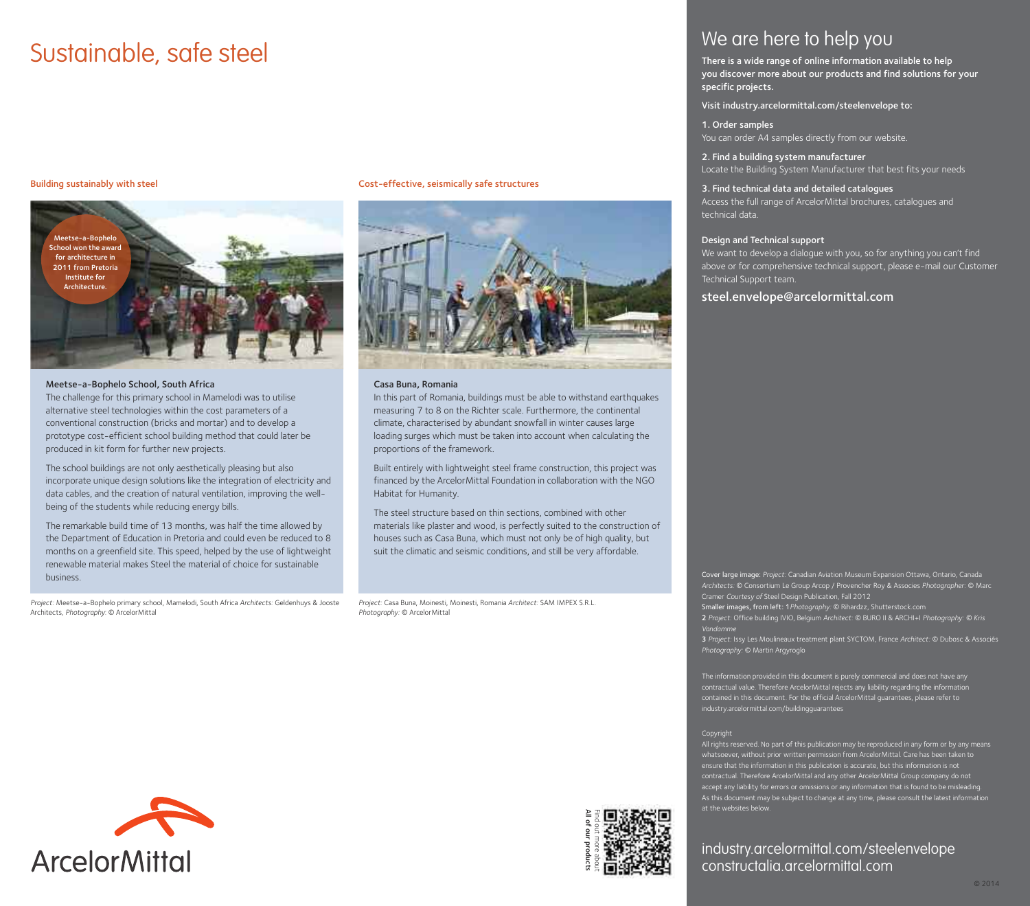# Sustainable, safe steel

## Building sustainably with steel

Meetse-a-Bophelo School won the award for architecture in 2011 from Pretoria Institute for Architecture.

### Meetse-a-Bophelo School, South Africa

The challenge for this primary school in Mamelodi was to utilise alternative steel technologies within the cost parameters of a conventional construction (bricks and mortar) and to develop a prototype cost-efficient school building method that could later be produced in kit form for further new projects.

The school buildings are not only aesthetically pleasing but also incorporate unique design solutions like the integration of electricity and data cables, and the creation of natural ventilation, improving the well-being of the students while reducing energy bills.

The remarkable build time of 13 months, was half the time allowed by the Department of Education in Pretoria and could even be reduced to 8 months on a greenfield site. This speed, helped by the use of lightweight renewable material makes Steel the material of choice for sustainable business.

*Project*: Meetse-a-Bophelo primary school, Mamelodi, South Africa *Architects*: Geldenhuys & Jooste Architects, *Photography*: © ArcelorMittal

## Cost-effective, seismically safe structures

### Casa Buna, Romania

In this part of Romania, buildings must be able to withstand earthquakes measuring 7 to 8 on the Richter scale. Furthermore, the continental climate, characterised by abundant snowfall in winter causes large loading surges which must be taken into account when calculating the proportions of the framework.

Built entirely with lightweight steel frame construction, this project was financed by the ArcelorMittal Foundation in collaboration with the NGO Habitat for Humanity.

The steel structure based on thin sections, combined with other materials like plaster and wood, is perfectly suited to the construction of houses such as Casa Buna, which must not only be of high quality, but suit the climatic and seismic conditions, and still be very affordable.

*Project*: Casa Buna, Moinesti, Moinesti, Romania *Architect*: SAM IMPEX S.R.L. *Photography*: © ArcelorMittal

ArcelorMittal

Find out more about **All of our products**

# We are here to help you

**There is a wide range of online information available to help you discover more about our products and find solutions for your specific projects.**

**Visit industry.arcelormittal.com/steelenvelope to:**

**1. Order samples**
You can order A4 samples directly from our website.

**2. Find a building system manufacturer**
Locate the Building System Manufacturer that best fits your needs

**3. Find technical data and detailed catalogues**
Access the full range of ArcelorMittal brochures, catalogues and technical data.

**Design and Technical support**
We want to develop a dialogue with you, so for anything you can't find above or for comprehensive technical support, please e-mail our Customer Technical Support team.

**steel.envelope@arcelormittal.com**

**Cover large image:** *Project*: Canadian Aviation Museum Expansion Ottawa, Ontario, Canada *Architects*: © Consortium Le Group Arcop / Provencher Roy & Associes *Photographer*: © Marc Cramer *Courtesy of* Steel Design Publication, Fall 2012
**Smaller images, from left:** 1 *Photography*: © Rihardzz, Shutterstock.com
2 *Project*: Office building IVIO, Belgium *Architect*: © BURO II & ARCHI+I *Photography*: © *Kris Vandamme*
3 *Project*: Issy Les Moulineaux treatment plant SYCTOM, France *Architect*: © Dubosc & Associés *Photography*: © Martin Argyroglo

The information provided in this document is purely commercial and does not have any contractual value. Therefore ArcelorMittal rejects any liability regarding the information contained in this document. For the official ArcelorMittal guarantees, please refer to industry.arcelormittal.com/buildingguarantees

Copyright
All rights reserved. No part of this publication may be reproduced in any form or by any means whatsoever, without prior written permission from ArcelorMittal. Care has been taken to ensure that the information in this publication is accurate, but this information is not contractual. Therefore ArcelorMittal and any other ArcelorMittal Group company do not accept any liability for errors or omissions or any information that is found to be misleading. As this document may be subject to change at any time, please consult the latest information at the websites below.

industry.arcelormittal.com/steelenvelope
constructalia.arcelormittal.com

© 2014